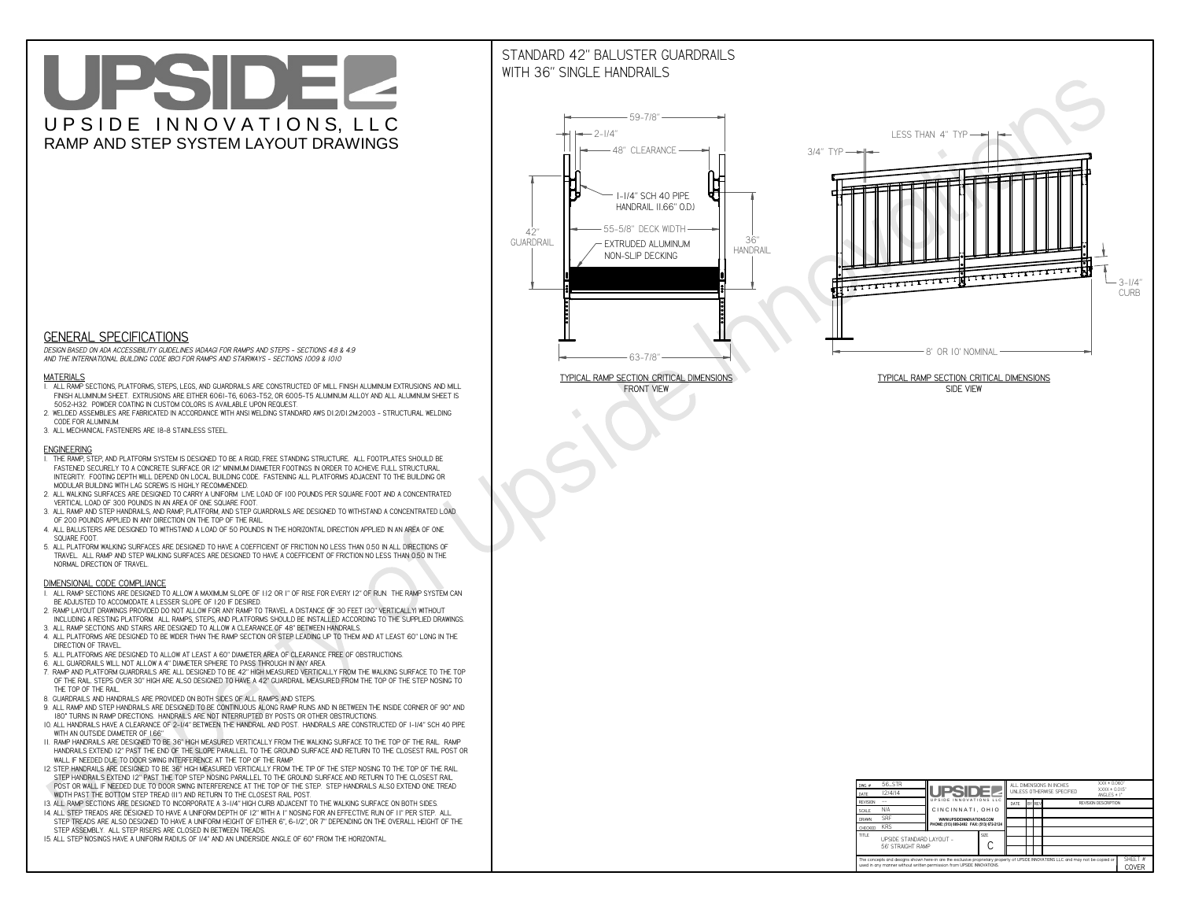# UPSIDE

UPSIDE INNOVATIONS, LLC

RAMP AND STEP SYSTEM LAYOUT DRAWINGS

## STANDARD 42" BALUSTER GUARDRAILS WITH 36" SINGLE HANDRAILS

59-7/8"

2-1/4"

48" CLEARANCE

1-1/4" SCH 40 PIPE HANDRAIL (1.66" O.D.)

55-5/8" DECK WIDTH

EXTRUDED ALUMINUM NON-SLIP DECKING

42" GUARDRAIL

36" HANDRAIL

63-7/8"

TYPICAL RAMP SECTION: CRITICAL DIMENSIONS
FRONT VIEW

LESS THAN 4" TYP

3/4" TYP

3-1/4" CURB

8' OR 10' NOMINAL

TYPICAL RAMP SECTION: CRITICAL DIMENSIONS
SIDE VIEW

## GENERAL SPECIFICATIONS

*DESIGN BASED ON ADA ACCESSIBILITY GUIDELINES (ADAAG) FOR RAMPS AND STEPS - SECTIONS 4.8 & 4.9 AND THE INTERNATIONAL BUILDING CODE (IBC) FOR RAMPS AND STAIRWAYS - SECTIONS 1009 & 1010*

### MATERIALS

1. ALL RAMP SECTIONS, PLATFORMS, STEPS, LEGS, AND GUARDRAILS ARE CONSTRUCTED OF MILL FINISH ALUMINUM EXTRUSIONS AND MILL FINISH ALUMINUM SHEET. EXTRUSIONS ARE EITHER 6061-T6, 6063-T52, OR 6005-T5 ALUMINUM ALLOY AND ALL ALUMINUM SHEET IS 5052-H32. POWDER COATING IN CUSTOM COLORS IS AVAILABLE UPON REQUEST.
2. WELDED ASSEMBLIES ARE FABRICATED IN ACCORDANCE WITH ANSI WELDING STANDARD AWS D1.2/D1.2M:2003 - STRUCTURAL WELDING CODE FOR ALUMINUM.
3. ALL MECHANICAL FASTENERS ARE 18-8 STAINLESS STEEL.

### ENGINEERING

1. THE RAMP, STEP, AND PLATFORM SYSTEM IS DESIGNED TO BE A RIGID, FREE STANDING STRUCTURE. ALL FOOTPLATES SHOULD BE FASTENED SECURELY TO A CONCRETE SURFACE OR 12" MINIMUM DIAMETER FOOTINGS IN ORDER TO ACHIEVE FULL STRUCTURAL INTEGRITY. FOOTING DEPTH WILL DEPEND ON LOCAL BUILDING CODE. FASTENING ALL PLATFORMS ADJACENT TO THE BUILDING OR MODULAR BUILDING WITH LAG SCREWS IS HIGHLY RECOMMENDED.
2. ALL WALKING SURFACES ARE DESIGNED TO CARRY A UNIFORM LIVE LOAD OF 100 POUNDS PER SQUARE FOOT AND A CONCENTRATED VERTICAL LOAD OF 300 POUNDS IN AN AREA OF ONE SQUARE FOOT.
3. ALL RAMP AND STEP HANDRAILS, AND RAMP, PLATFORM, AND STEP GUARDRAILS ARE DESIGNED TO WITHSTAND A CONCENTRATED LOAD OF 200 POUNDS APPLIED IN ANY DIRECTION ON THE TOP OF THE RAIL.
4. ALL BALUSTERS ARE DESIGNED TO WITHSTAND A LOAD OF 50 POUNDS IN THE HORIZONTAL DIRECTION APPLIED IN AN AREA OF ONE SQUARE FOOT.
5. ALL PLATFORM WALKING SURFACES ARE DESIGNED TO HAVE A COEFFICIENT OF FRICTION NO LESS THAN 0.50 IN ALL DIRECTIONS OF TRAVEL. ALL RAMP AND STEP WALKING SURFACES ARE DESIGNED TO HAVE A COEFFICIENT OF FRICTION NO LESS THAN 0.50 IN THE NORMAL DIRECTION OF TRAVEL.

### DIMENSIONAL CODE COMPLIANCE

1. ALL RAMP SECTIONS ARE DESIGNED TO ALLOW A MAXIMUM SLOPE OF 1:12 OR 1" OF RISE FOR EVERY 12" OF RUN. THE RAMP SYSTEM CAN BE ADJUSTED TO ACCOMODATE A LESSER SLOPE OF 1:20 IF DESIRED.
2. RAMP LAYOUT DRAWINGS PROVIDED DO NOT ALLOW FOR ANY RAMP TO TRAVEL A DISTANCE OF 30 FEET (30" VERTICALLY) WITHOUT INCLUDING A RESTING PLATFORM. ALL RAMPS, STEPS, AND PLATFORMS SHOULD BE INSTALLED ACCORDING TO THE SUPPLIED DRAWINGS.
3. ALL RAMP SECTIONS AND STAIRS ARE DESIGNED TO ALLOW A CLEARANCE OF 48" BETWEEN HANDRAILS.
4. ALL PLATFORMS ARE DESIGNED TO BE WIDER THAN THE RAMP SECTION OR STEP LEADING UP TO THEM AND AT LEAST 60" LONG IN THE DIRECTION OF TRAVEL.
5. ALL PLATFORMS ARE DESIGNED TO ALLOW AT LEAST A 60" DIAMETER AREA OF CLEARANCE FREE OF OBSTRUCTIONS.
6. ALL GUARDRAILS WILL NOT ALLOW A 4" DIAMETER SPHERE TO PASS THROUGH IN ANY AREA.
7. RAMP AND PLATFORM GUARDRAILS ARE ALL DESIGNED TO BE 42" HIGH MEASURED VERTICALLY FROM THE WALKING SURFACE TO THE TOP OF THE RAIL. STEPS OVER 30" HIGH ARE ALSO DESIGNED TO HAVE A 42" GUARDRAIL MEASURED FROM THE TOP OF THE STEP NOSING TO THE TOP OF THE RAIL.
8. GUARDRAILS AND HANDRAILS ARE PROVIDED ON BOTH SIDES OF ALL RAMPS AND STEPS.
9. ALL RAMP AND STEP HANDRAILS ARE DESIGNED TO BE CONTINUOUS ALONG RAMP RUNS AND IN BETWEEN THE INSIDE CORNER OF 90° AND 180° TURNS IN RAMP DIRECTIONS. HANDRAILS ARE NOT INTERRUPTED BY POSTS OR OTHER OBSTRUCTIONS.
10. ALL HANDRAILS HAVE A CLEARANCE OF 2-1/4" BETWEEN THE HANDRAIL AND POST. HANDRAILS ARE CONSTRUCTED OF 1-1/4" SCH 40 PIPE WITH AN OUTSIDE DIAMETER OF 1.66"
11. RAMP HANDRAILS ARE DESIGNED TO BE 36" HIGH MEASURED VERTICALLY FROM THE WALKING SURFACE TO THE TOP OF THE RAIL. RAMP HANDRAILS EXTEND 12" PAST THE END OF THE SLOPE PARALLEL TO THE GROUND SURFACE AND RETURN TO THE CLOSEST RAIL POST OR WALL IF NEEDED DUE TO DOOR SWING INTERFERENCE AT THE TOP OF THE RAMP.
12. STEP HANDRAILS ARE DESIGNED TO BE 36" HIGH MEASURED VERTICALLY FROM THE TIP OF THE STEP NOSING TO THE TOP OF THE RAIL. STEP HANDRAILS EXTEND 12" PAST THE TOP STEP NOSING PARALLEL TO THE GROUND SURFACE AND RETURN TO THE CLOSEST RAIL POST OR WALL IF NEEDED DUE TO DOOR SWING INTERFERENCE AT THE TOP OF THE STEP. STEP HANDRAILS ALSO EXTEND ONE TREAD WIDTH PAST THE BOTTOM STEP TREAD (11") AND RETURN TO THE CLOSEST RAIL POST.
13. ALL RAMP SECTIONS ARE DESIGNED TO INCORPORATE A 3-1/4" HIGH CURB ADJACENT TO THE WALKING SURFACE ON BOTH SIDES.
14. ALL STEP TREADS ARE DESIGNED TO HAVE A UNIFORM DEPTH OF 12" WITH A 1" NOSING FOR AN EFFECTIVE RUN OF 11" PER STEP. ALL STEP TREADS ARE ALSO DESIGNED TO HAVE A UNIFORM HEIGHT OF EITHER 6", 6-1/2", OR 7" DEPENDING ON THE OVERALL HEIGHT OF THE STEP ASSEMBLY. ALL STEP RISERS ARE CLOSED IN BETWEEN TREADS.
15. ALL STEP NOSINGS HAVE A UNIFORM RADIUS OF 1/4" AND AN UNDERSIDE ANGLE OF 60° FROM THE HORIZONTAL.

| | | | |
|---|---|---|---|
| DWG # | 56_STR | UPSIDE INNOVATIONS LLC<br>CINCINNATI, OHIO<br>WWW.UPSIDEINNOVATIONS.COM<br>PHONE: (513) 889-2492 FAX: (513) 672-2124 | ALL DIMENSIONS IN INCHES UNLESS OTHERWISE SPECIFIED<br>X.XX ± 0.060"<br>X.XXX ± 0.015"<br>ANGLES ± 1° |
| DATE | 12/4/14 | | |
| REVISION | --- | | DATE / BY / REV / REVISION DESCRIPTION |
| SCALE | N/A | | |
| DRAWN | SRF | | |
| CHECKED | KRS | | |
| TITLE | UPSIDE STANDARD LAYOUT - 56' STRAIGHT RAMP | SIZE C | |

The concepts and designs shown here-in are the exclusive proprietary property of UPSIDE INNOVATIONS LLC. and may not be copied or used in any manner without written permission from UPSIDE INNOVATIONS.

SHEET # COVER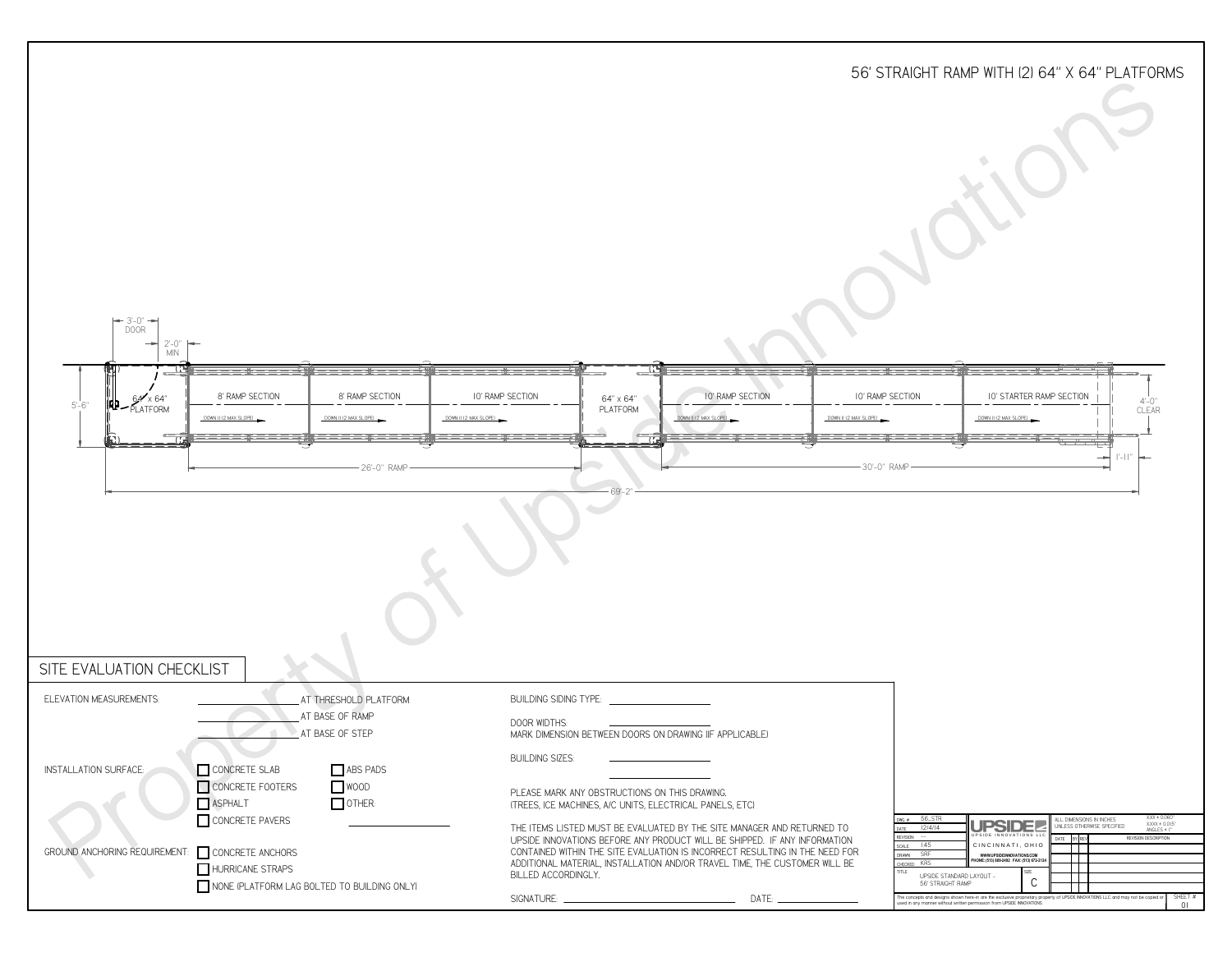# 56' STRAIGHT RAMP WITH (2) 64" X 64" PLATFORMS

3'-0" DOOR

2'-0" MIN

5'-6"

64" x 64" PLATFORM

8' RAMP SECTION

DOWN (1:12 MAX SLOPE)

8' RAMP SECTION

DOWN (1:12 MAX SLOPE)

10' RAMP SECTION

DOWN (1:12 MAX SLOPE)

64" x 64" PLATFORM

10' RAMP SECTION

DOWN (1:12 MAX SLOPE)

10' RAMP SECTION

DOWN (1:12 MAX SLOPE)

10' STARTER RAMP SECTION

DOWN (1:12 MAX SLOPE)

4'-0" CLEAR

1'-11"

26'-0" RAMP

30'-0" RAMP

69'-2"

Property of Upside Innovations

## SITE EVALUATION CHECKLIST

ELEVATION MEASUREMENTS: ____________ AT THRESHOLD PLATFORM

____________ AT BASE OF RAMP

____________ AT BASE OF STEP

INSTALLATION SURFACE:
- ☐ CONCRETE SLAB
- ☐ CONCRETE FOOTERS
- ☐ ASPHALT
- ☐ CONCRETE PAVERS
- ☐ ABS PADS
- ☐ WOOD
- ☐ OTHER ____________

GROUND ANCHORING REQUIREMENT:
- ☐ CONCRETE ANCHORS
- ☐ HURRICANE STRAPS
- ☐ NONE (PLATFORM LAG BOLTED TO BUILDING ONLY)

BUILDING SIDING TYPE: ____________

DOOR WIDTHS: ____________

MARK DIMENSION BETWEEN DOORS ON DRAWING (IF APPLICABLE)

BUILDING SIZES: ____________

____________

PLEASE MARK ANY OBSTRUCTIONS ON THIS DRAWING.
(TREES, ICE MACHINES, A/C UNITS, ELECTRICAL PANELS, ETC)

THE ITEMS LISTED MUST BE EVALUATED BY THE SITE MANAGER AND RETURNED TO UPSIDE INNOVATIONS BEFORE ANY PRODUCT WILL BE SHIPPED. IF ANY INFORMATION CONTAINED WITHIN THE SITE EVALUATION IS INCORRECT RESULTING IN THE NEED FOR ADDITIONAL MATERIAL, INSTALLATION AND/OR TRAVEL TIME, THE CUSTOMER WILL BE BILLED ACCORDINGLY.

SIGNATURE: ____________________ DATE: ____________

| | |
|---|---|
| DWG # | 56_STR |
| DATE | 12/4/14 |
| REVISION | --- |
| SCALE | 1:45 |
| DRAWN | SRF |
| CHECKED | KRS |

UPSIDE INNOVATIONS LLC
CINCINNATI, OHIO
WWW.UPSIDEINNOVATIONS.COM
PHONE: (513) 889-2492 FAX: (513) 672-2124

ALL DIMENSIONS IN INCHES UNLESS OTHERWISE SPECIFIED
XXX ± 0.060"
XXXX ± 0.015"
ANGLES ± 1°

| DATE | BY | REV | REVISION DESCRIPTION |
|---|---|---|---|
| | | | |

TITLE: UPSIDE STANDARD LAYOUT - 56' STRAIGHT RAMP

SIZE: C

SHEET # 01

The concepts and designs shown here-in are the exclusive proprietary property of UPSIDE INNOVATIONS LLC and may not be copied or used in any manner without written permission from UPSIDE INNOVATIONS.